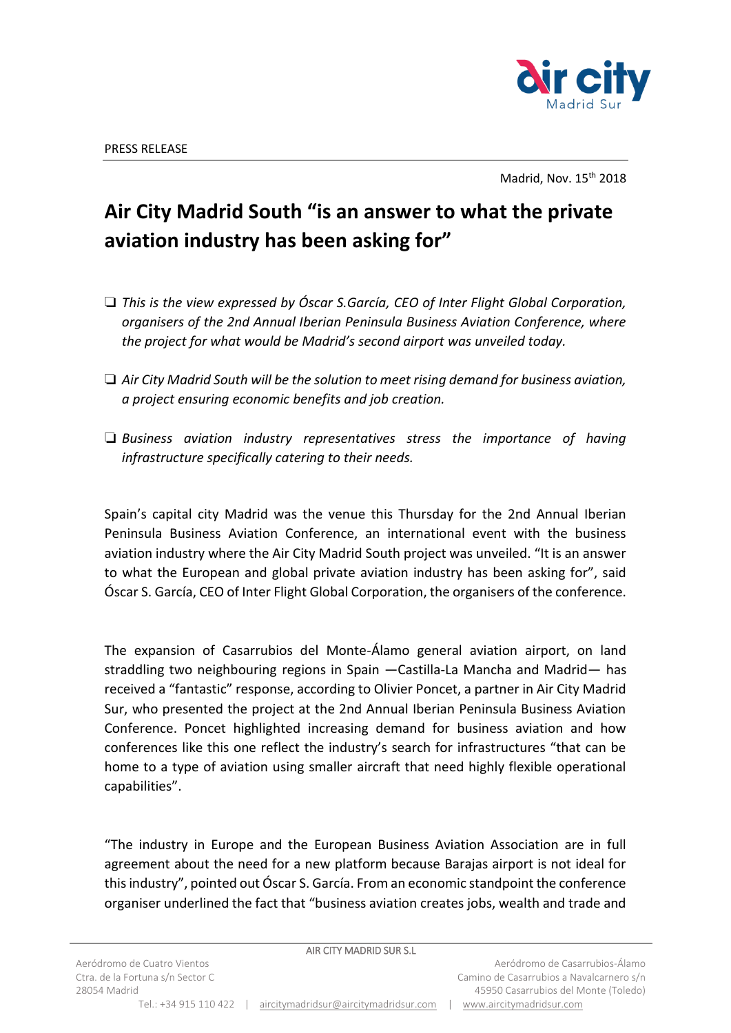PRESS RELEASE

Madrid, Nov. 15th 2018

# Air City Madrid South "is an answer to what the private aviation industry has been asking for"

- *This is the view expressed by Óscar S.García, CEO of Inter Flight Global Corporation, organisers of the 2nd Annual Iberian Peninsula Business Aviation Conference, where the project for what would be Madrid's second airport was unveiled today.*

- *Air City Madrid South will be the solution to meet rising demand for business aviation, a project ensuring economic benefits and job creation.*

- *Business aviation industry representatives stress the importance of having infrastructure specifically catering to their needs.*

Spain's capital city Madrid was the venue this Thursday for the 2nd Annual Iberian Peninsula Business Aviation Conference, an international event with the business aviation industry where the Air City Madrid South project was unveiled. "It is an answer to what the European and global private aviation industry has been asking for", said Óscar S. García, CEO of Inter Flight Global Corporation, the organisers of the conference.

The expansion of Casarrubios del Monte-Álamo general aviation airport, on land straddling two neighbouring regions in Spain —Castilla-La Mancha and Madrid— has received a "fantastic" response, according to Olivier Poncet, a partner in Air City Madrid Sur, who presented the project at the 2nd Annual Iberian Peninsula Business Aviation Conference. Poncet highlighted increasing demand for business aviation and how conferences like this one reflect the industry's search for infrastructures "that can be home to a type of aviation using smaller aircraft that need highly flexible operational capabilities".

"The industry in Europe and the European Business Aviation Association are in full agreement about the need for a new platform because Barajas airport is not ideal for this industry", pointed out Óscar S. García. From an economic standpoint the conference organiser underlined the fact that "business aviation creates jobs, wealth and trade and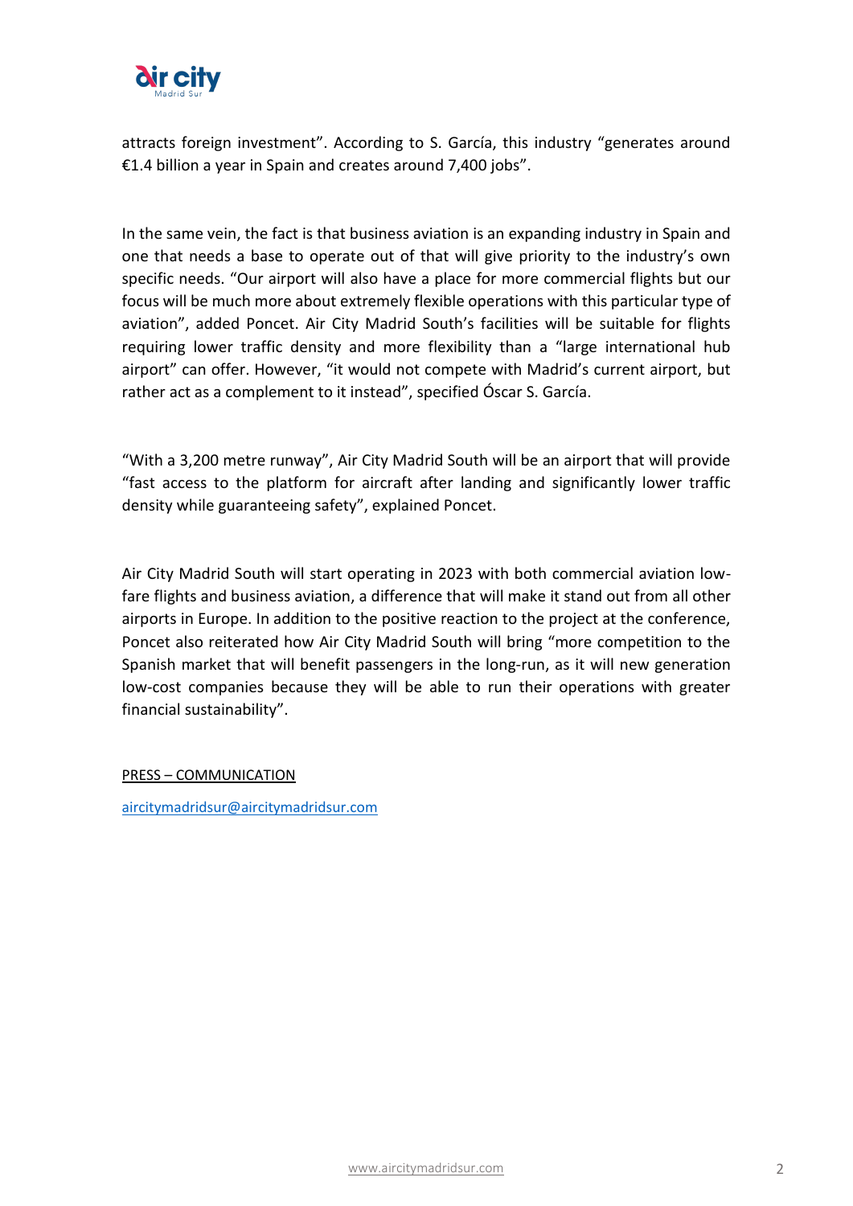attracts foreign investment". According to S. García, this industry "generates around €1.4 billion a year in Spain and creates around 7,400 jobs".

In the same vein, the fact is that business aviation is an expanding industry in Spain and one that needs a base to operate out of that will give priority to the industry's own specific needs. "Our airport will also have a place for more commercial flights but our focus will be much more about extremely flexible operations with this particular type of aviation", added Poncet. Air City Madrid South's facilities will be suitable for flights requiring lower traffic density and more flexibility than a "large international hub airport" can offer. However, "it would not compete with Madrid's current airport, but rather act as a complement to it instead", specified Óscar S. García.

"With a 3,200 metre runway", Air City Madrid South will be an airport that will provide "fast access to the platform for aircraft after landing and significantly lower traffic density while guaranteeing safety", explained Poncet.

Air City Madrid South will start operating in 2023 with both commercial aviation low-fare flights and business aviation, a difference that will make it stand out from all other airports in Europe. In addition to the positive reaction to the project at the conference, Poncet also reiterated how Air City Madrid South will bring "more competition to the Spanish market that will benefit passengers in the long-run, as it will new generation low-cost companies because they will be able to run their operations with greater financial sustainability".

PRESS – COMMUNICATION

aircitymadridsur@aircitymadridsur.com